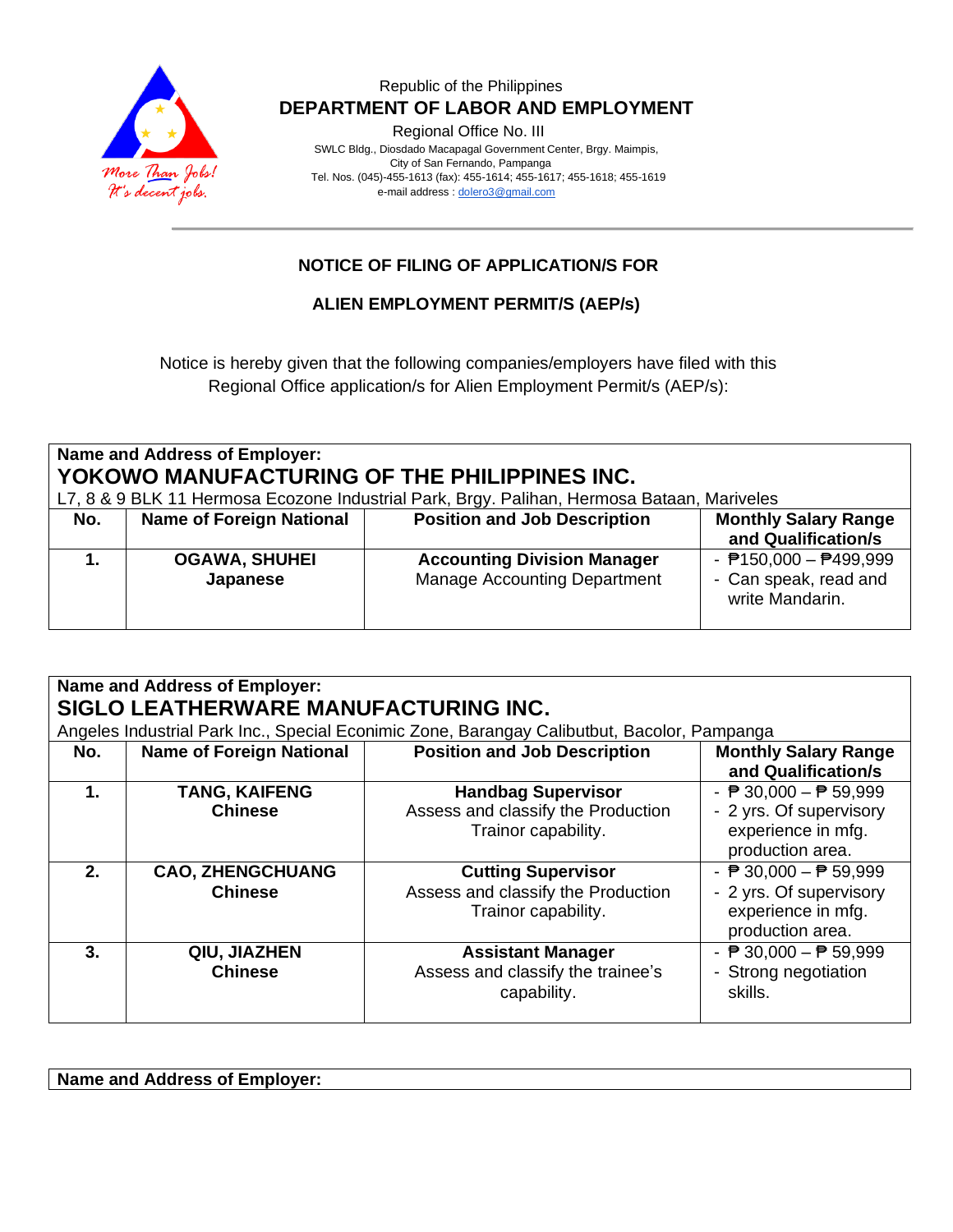Republic of the Philippines

**DEPARTMENT OF LABOR AND EMPLOYMENT**

Regional Office No. III

SWLC Bldg., Diosdado Macapagal Government Center, Brgy. Maimpis, City of San Fernando, Pampanga

Tel. Nos. (045)-455-1613 (fax): 455-1614; 455-1617; 455-1618; 455-1619

e-mail address : dolero3@gmail.com

## NOTICE OF FILING OF APPLICATION/S FOR

## ALIEN EMPLOYMENT PERMIT/S (AEP/s)

Notice is hereby given that the following companies/employers have filed with this Regional Office application/s for Alien Employment Permit/s (AEP/s):

**Name and Address of Employer:**

**YOKOWO MANUFACTURING OF THE PHILIPPINES INC.**

L7, 8 & 9 BLK 11 Hermosa Ecozone Industrial Park, Brgy. Palihan, Hermosa Bataan, Mariveles

| No. | Name of Foreign National | Position and Job Description | Monthly Salary Range and Qualification/s |
|---|---|---|---|
| **1.** | **OGAWA, SHUHEI** **Japanese** | **Accounting Division Manager** Manage Accounting Department | - ₱150,000 – ₱499,999 - Can speak, read and write Mandarin. |

**Name and Address of Employer:**

**SIGLO LEATHERWARE MANUFACTURING INC.**

Angeles Industrial Park Inc., Special Econimic Zone, Barangay Calibutbut, Bacolor, Pampanga

| No. | Name of Foreign National | Position and Job Description | Monthly Salary Range and Qualification/s |
|---|---|---|---|
| **1.** | **TANG, KAIFENG** **Chinese** | **Handbag Supervisor** Assess and classify the Production Trainor capability. | - ₱ 30,000 – ₱ 59,999 - 2 yrs. Of supervisory experience in mfg. production area. |
| **2.** | **CAO, ZHENGCHUANG** **Chinese** | **Cutting Supervisor** Assess and classify the Production Trainor capability. | - ₱ 30,000 – ₱ 59,999 - 2 yrs. Of supervisory experience in mfg. production area. |
| **3.** | **QIU, JIAZHEN** **Chinese** | **Assistant Manager** Assess and classify the trainee's capability. | - ₱ 30,000 – ₱ 59,999 - Strong negotiation skills. |

**Name and Address of Employer:**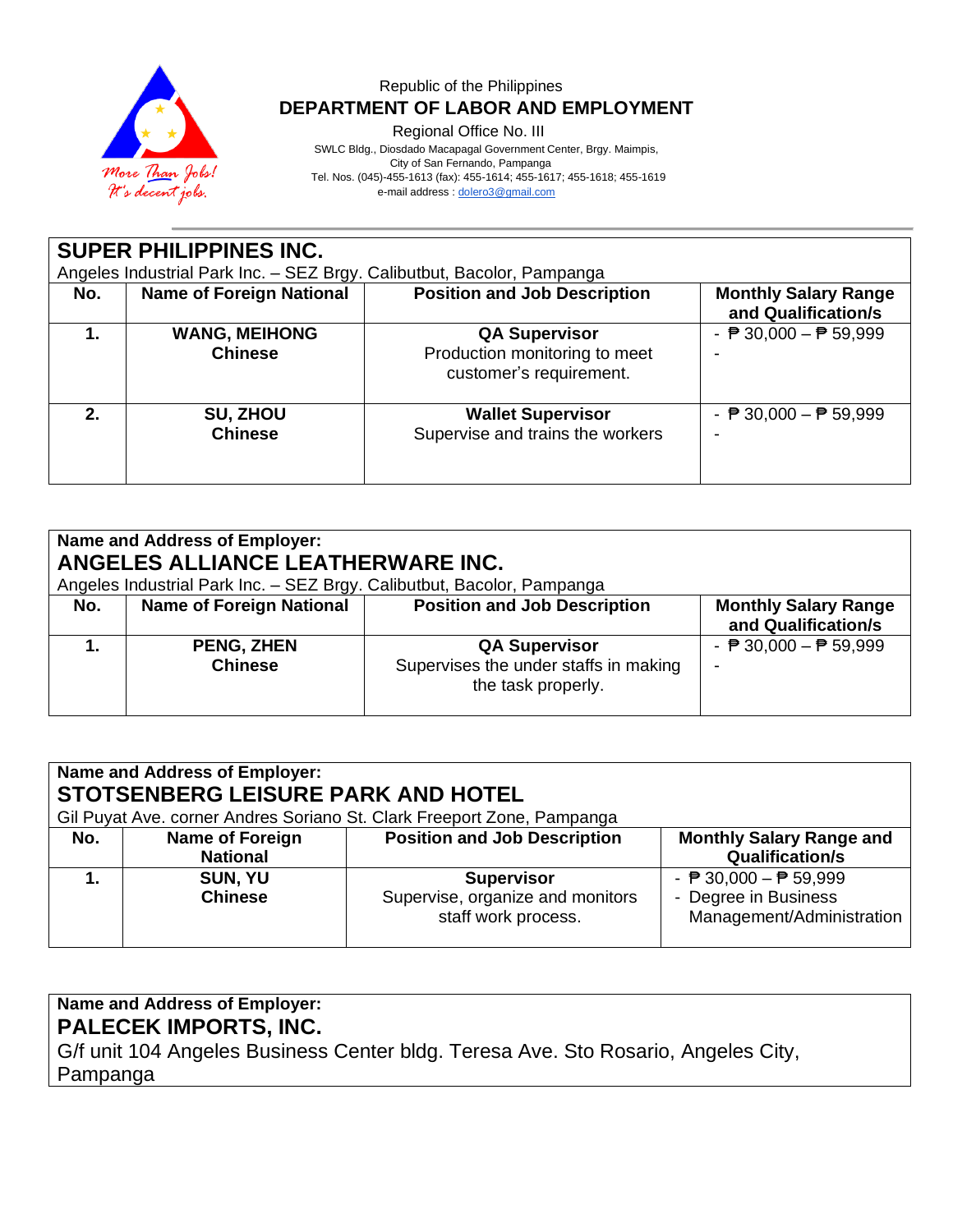Republic of the Philippines
**DEPARTMENT OF LABOR AND EMPLOYMENT**
Regional Office No. III
SWLC Bldg., Diosdado Macapagal Government Center, Brgy. Maimpis,
City of San Fernando, Pampanga
Tel. Nos. (045)-455-1613 (fax): 455-1614; 455-1617; 455-1618; 455-1619
e-mail address : dolero3@gmail.com

## SUPER PHILIPPINES INC.
Angeles Industrial Park Inc. – SEZ Brgy. Calibutbut, Bacolor, Pampanga

| No. | Name of Foreign National | Position and Job Description | Monthly Salary Range and Qualification/s |
|---|---|---|---|
| **1.** | **WANG, MEIHONG** **Chinese** | **QA Supervisor** Production monitoring to meet customer's requirement. | - ₱ 30,000 – ₱ 59,999 - |
| **2.** | **SU, ZHOU** **Chinese** | **Wallet Supervisor** Supervise and trains the workers | - ₱ 30,000 – ₱ 59,999 - |

**Name and Address of Employer:**
## ANGELES ALLIANCE LEATHERWARE INC.
Angeles Industrial Park Inc. – SEZ Brgy. Calibutbut, Bacolor, Pampanga

| No. | Name of Foreign National | Position and Job Description | Monthly Salary Range and Qualification/s |
|---|---|---|---|
| **1.** | **PENG, ZHEN** **Chinese** | **QA Supervisor** Supervises the under staffs in making the task properly. | - ₱ 30,000 – ₱ 59,999 - |

**Name and Address of Employer:**
## STOTSENBERG LEISURE PARK AND HOTEL
Gil Puyat Ave. corner Andres Soriano St. Clark Freeport Zone, Pampanga

| No. | Name of Foreign National | Position and Job Description | Monthly Salary Range and Qualification/s |
|---|---|---|---|
| **1.** | **SUN, YU** **Chinese** | **Supervisor** Supervise, organize and monitors staff work process. | - ₱ 30,000 – ₱ 59,999 - Degree in Business Management/Administration |

**Name and Address of Employer:**
## PALECEK IMPORTS, INC.
G/f unit 104 Angeles Business Center bldg. Teresa Ave. Sto Rosario, Angeles City, Pampanga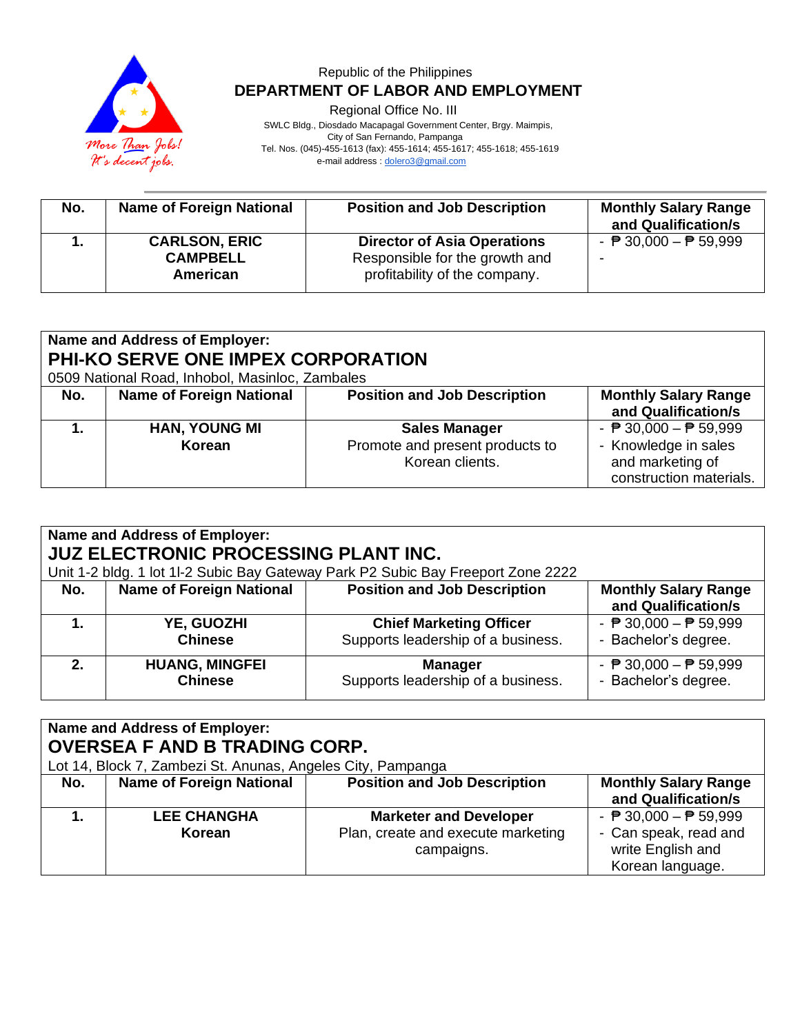Republic of the Philippines
**DEPARTMENT OF LABOR AND EMPLOYMENT**
Regional Office No. III
SWLC Bldg., Diosdado Macapagal Government Center, Brgy. Maimpis,
City of San Fernando, Pampanga
Tel. Nos. (045)-455-1613 (fax): 455-1614; 455-1617; 455-1618; 455-1619
e-mail address : dolero3@gmail.com

| No. | Name of Foreign National | Position and Job Description | Monthly Salary Range and Qualification/s |
|---|---|---|---|
| 1. | **CARLSON, ERIC CAMPBELL** **American** | **Director of Asia Operations** Responsible for the growth and profitability of the company. | - ₱ 30,000 – ₱ 59,999 - |

**Name and Address of Employer:**
**PHI-KO SERVE ONE IMPEX CORPORATION**
0509 National Road, Inhobol, Masinloc, Zambales

| No. | Name of Foreign National | Position and Job Description | Monthly Salary Range and Qualification/s |
|---|---|---|---|
| 1. | **HAN, YOUNG MI** **Korean** | **Sales Manager** Promote and present products to Korean clients. | - ₱ 30,000 – ₱ 59,999 - Knowledge in sales and marketing of construction materials. |

**Name and Address of Employer:**
**JUZ ELECTRONIC PROCESSING PLANT INC.**
Unit 1-2 bldg. 1 lot 1l-2 Subic Bay Gateway Park P2 Subic Bay Freeport Zone 2222

| No. | Name of Foreign National | Position and Job Description | Monthly Salary Range and Qualification/s |
|---|---|---|---|
| 1. | **YE, GUOZHI** **Chinese** | **Chief Marketing Officer** Supports leadership of a business. | - ₱ 30,000 – ₱ 59,999 - Bachelor's degree. |
| 2. | **HUANG, MINGFEI** **Chinese** | **Manager** Supports leadership of a business. | - ₱ 30,000 – ₱ 59,999 - Bachelor's degree. |

**Name and Address of Employer:**
**OVERSEA F AND B TRADING CORP.**
Lot 14, Block 7, Zambezi St. Anunas, Angeles City, Pampanga

| No. | Name of Foreign National | Position and Job Description | Monthly Salary Range and Qualification/s |
|---|---|---|---|
| 1. | **LEE CHANGHA** **Korean** | **Marketer and Developer** Plan, create and execute marketing campaigns. | - ₱ 30,000 – ₱ 59,999 - Can speak, read and write English and Korean language. |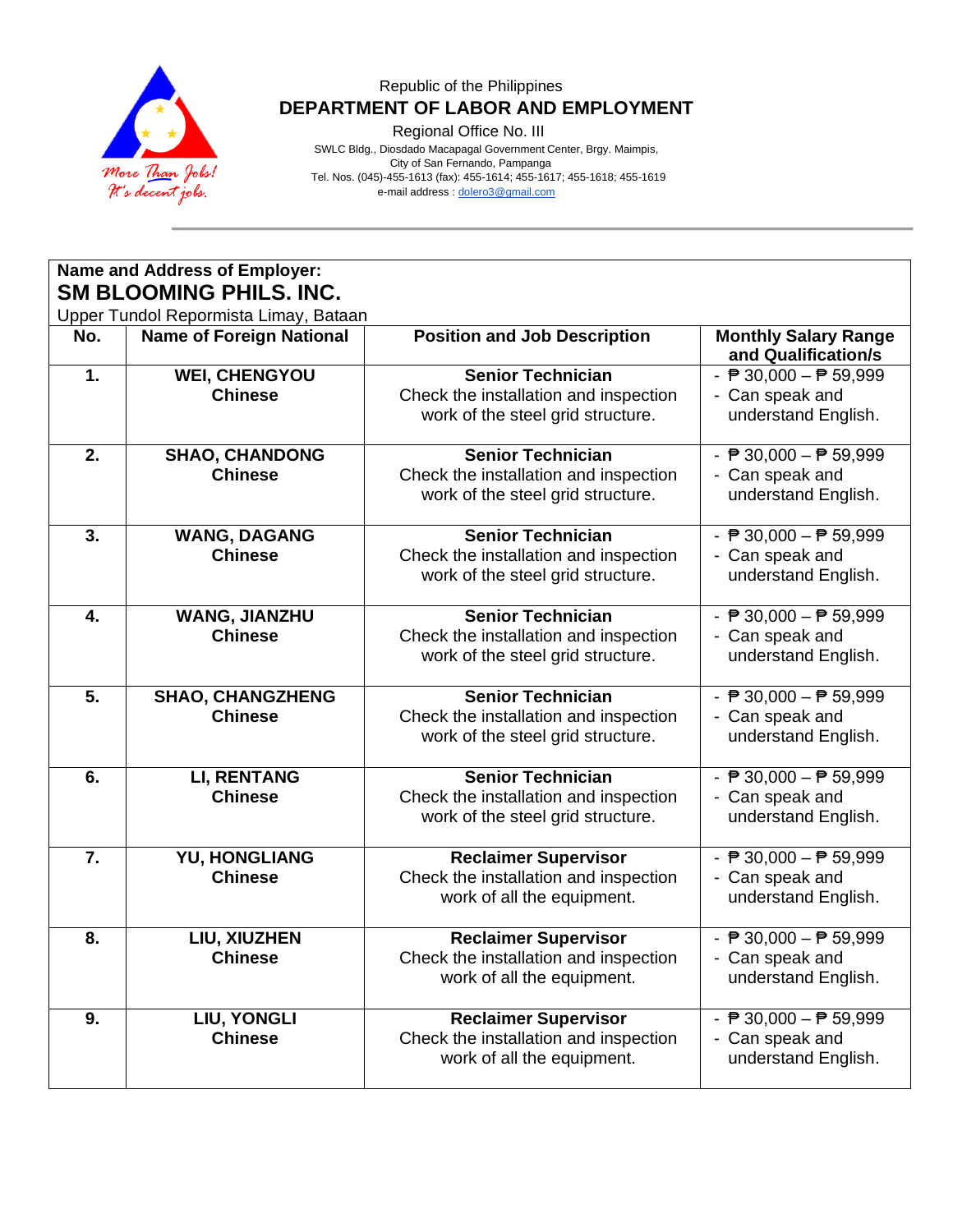Republic of the Philippines

**DEPARTMENT OF LABOR AND EMPLOYMENT**

Regional Office No. III

SWLC Bldg., Diosdado Macapagal Government Center, Brgy. Maimpis, City of San Fernando, Pampanga

Tel. Nos. (045)-455-1613 (fax): 455-1614; 455-1617; 455-1618; 455-1619

e-mail address : dolero3@gmail.com

**Name and Address of Employer:**

## SM BLOOMING PHILS. INC.

Upper Tundol Repormista Limay, Bataan

| No. | Name of Foreign National | Position and Job Description | Monthly Salary Range and Qualification/s |
|---|---|---|---|
| **1.** | **WEI, CHENGYOU**<br>**Chinese** | **Senior Technician**<br>Check the installation and inspection work of the steel grid structure. | - ₱ 30,000 – ₱ 59,999<br>- Can speak and understand English. |
| **2.** | **SHAO, CHANDONG**<br>**Chinese** | **Senior Technician**<br>Check the installation and inspection work of the steel grid structure. | - ₱ 30,000 – ₱ 59,999<br>- Can speak and understand English. |
| **3.** | **WANG, DAGANG**<br>**Chinese** | **Senior Technician**<br>Check the installation and inspection work of the steel grid structure. | - ₱ 30,000 – ₱ 59,999<br>- Can speak and understand English. |
| **4.** | **WANG, JIANZHU**<br>**Chinese** | **Senior Technician**<br>Check the installation and inspection work of the steel grid structure. | - ₱ 30,000 – ₱ 59,999<br>- Can speak and understand English. |
| **5.** | **SHAO, CHANGZHENG**<br>**Chinese** | **Senior Technician**<br>Check the installation and inspection work of the steel grid structure. | - ₱ 30,000 – ₱ 59,999<br>- Can speak and understand English. |
| **6.** | **LI, RENTANG**<br>**Chinese** | **Senior Technician**<br>Check the installation and inspection work of the steel grid structure. | - ₱ 30,000 – ₱ 59,999<br>- Can speak and understand English. |
| **7.** | **YU, HONGLIANG**<br>**Chinese** | **Reclaimer Supervisor**<br>Check the installation and inspection work of all the equipment. | - ₱ 30,000 – ₱ 59,999<br>- Can speak and understand English. |
| **8.** | **LIU, XIUZHEN**<br>**Chinese** | **Reclaimer Supervisor**<br>Check the installation and inspection work of all the equipment. | - ₱ 30,000 – ₱ 59,999<br>- Can speak and understand English. |
| **9.** | **LIU, YONGLI**<br>**Chinese** | **Reclaimer Supervisor**<br>Check the installation and inspection work of all the equipment. | - ₱ 30,000 – ₱ 59,999<br>- Can speak and understand English. |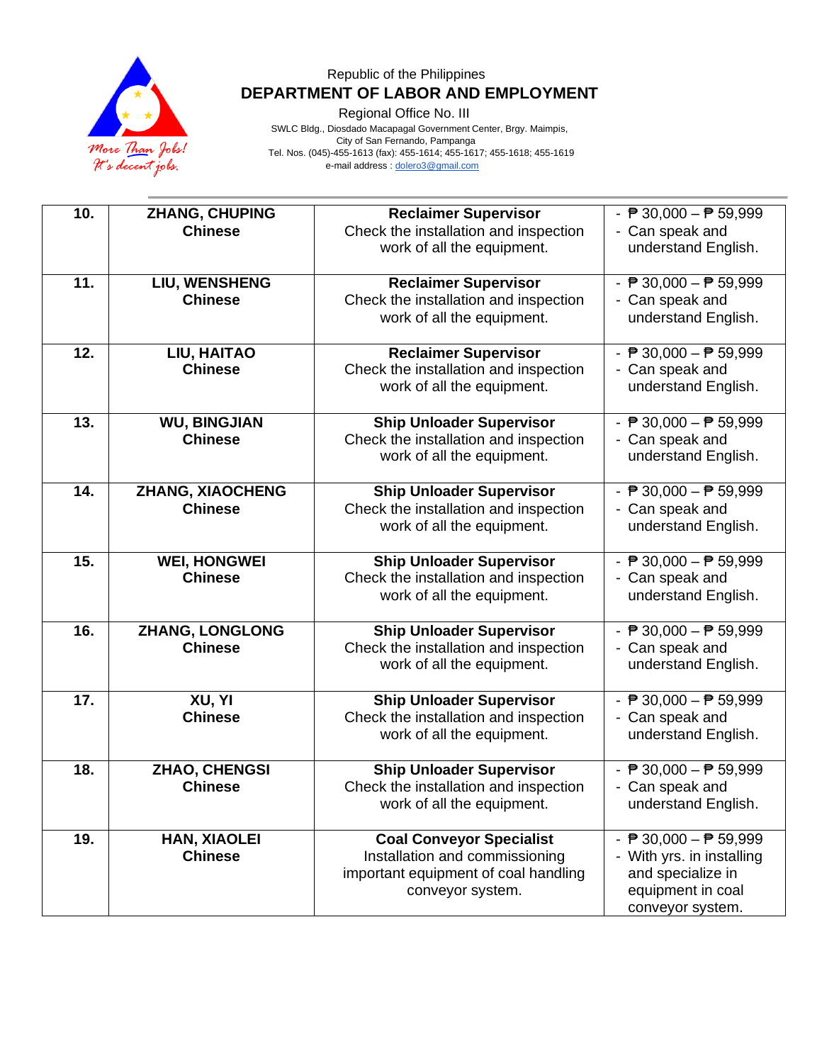Republic of the Philippines
**DEPARTMENT OF LABOR AND EMPLOYMENT**
Regional Office No. III
SWLC Bldg., Diosdado Macapagal Government Center, Brgy. Maimpis,
City of San Fernando, Pampanga
Tel. Nos. (045)-455-1613 (fax): 455-1614; 455-1617; 455-1618; 455-1619
e-mail address : dolero3@gmail.com

| | | | |
|---|---|---|---|
| **10.** | **ZHANG, CHUPING**<br>**Chinese** | **Reclaimer Supervisor**<br>Check the installation and inspection work of all the equipment. | - ₱ 30,000 – ₱ 59,999<br>- Can speak and understand English. |
| **11.** | **LIU, WENSHENG**<br>**Chinese** | **Reclaimer Supervisor**<br>Check the installation and inspection work of all the equipment. | - ₱ 30,000 – ₱ 59,999<br>- Can speak and understand English. |
| **12.** | **LIU, HAITAO**<br>**Chinese** | **Reclaimer Supervisor**<br>Check the installation and inspection work of all the equipment. | - ₱ 30,000 – ₱ 59,999<br>- Can speak and understand English. |
| **13.** | **WU, BINGJIAN**<br>**Chinese** | **Ship Unloader Supervisor**<br>Check the installation and inspection work of all the equipment. | - ₱ 30,000 – ₱ 59,999<br>- Can speak and understand English. |
| **14.** | **ZHANG, XIAOCHENG**<br>**Chinese** | **Ship Unloader Supervisor**<br>Check the installation and inspection work of all the equipment. | - ₱ 30,000 – ₱ 59,999<br>- Can speak and understand English. |
| **15.** | **WEI, HONGWEI**<br>**Chinese** | **Ship Unloader Supervisor**<br>Check the installation and inspection work of all the equipment. | - ₱ 30,000 – ₱ 59,999<br>- Can speak and understand English. |
| **16.** | **ZHANG, LONGLONG**<br>**Chinese** | **Ship Unloader Supervisor**<br>Check the installation and inspection work of all the equipment. | - ₱ 30,000 – ₱ 59,999<br>- Can speak and understand English. |
| **17.** | **XU, YI**<br>**Chinese** | **Ship Unloader Supervisor**<br>Check the installation and inspection work of all the equipment. | - ₱ 30,000 – ₱ 59,999<br>- Can speak and understand English. |
| **18.** | **ZHAO, CHENGSI**<br>**Chinese** | **Ship Unloader Supervisor**<br>Check the installation and inspection work of all the equipment. | - ₱ 30,000 – ₱ 59,999<br>- Can speak and understand English. |
| **19.** | **HAN, XIAOLEI**<br>**Chinese** | **Coal Conveyor Specialist**<br>Installation and commissioning important equipment of coal handling conveyor system. | - ₱ 30,000 – ₱ 59,999<br>- With yrs. in installing and specialize in equipment in coal conveyor system. |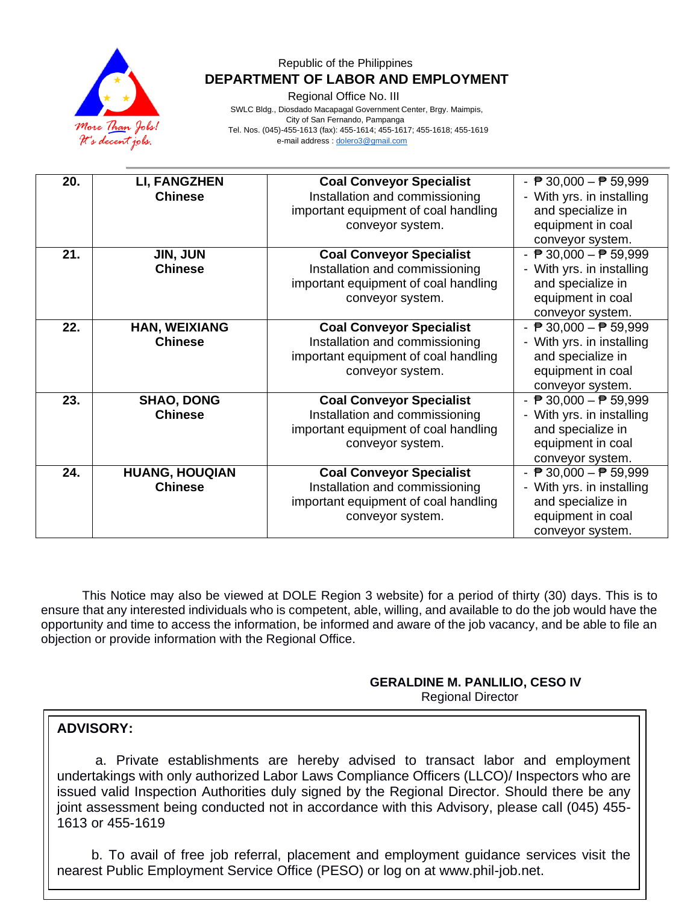Republic of the Philippines
**DEPARTMENT OF LABOR AND EMPLOYMENT**
Regional Office No. III
SWLC Bldg., Diosdado Macapagal Government Center, Brgy. Maimpis,
City of San Fernando, Pampanga
Tel. Nos. (045)-455-1613 (fax): 455-1614; 455-1617; 455-1618; 455-1619
e-mail address : dolero3@gmail.com

| | | | |
|---|---|---|---|
| **20.** | **LI, FANGZHEN**<br>**Chinese** | **Coal Conveyor Specialist**<br>Installation and commissioning important equipment of coal handling conveyor system. | - ₱ 30,000 – ₱ 59,999<br>- With yrs. in installing and specialize in equipment in coal conveyor system. |
| **21.** | **JIN, JUN**<br>**Chinese** | **Coal Conveyor Specialist**<br>Installation and commissioning important equipment of coal handling conveyor system. | - ₱ 30,000 – ₱ 59,999<br>- With yrs. in installing and specialize in equipment in coal conveyor system. |
| **22.** | **HAN, WEIXIANG**<br>**Chinese** | **Coal Conveyor Specialist**<br>Installation and commissioning important equipment of coal handling conveyor system. | - ₱ 30,000 – ₱ 59,999<br>- With yrs. in installing and specialize in equipment in coal conveyor system. |
| **23.** | **SHAO, DONG**<br>**Chinese** | **Coal Conveyor Specialist**<br>Installation and commissioning important equipment of coal handling conveyor system. | - ₱ 30,000 – ₱ 59,999<br>- With yrs. in installing and specialize in equipment in coal conveyor system. |
| **24.** | **HUANG, HOUQIAN**<br>**Chinese** | **Coal Conveyor Specialist**<br>Installation and commissioning important equipment of coal handling conveyor system. | - ₱ 30,000 – ₱ 59,999<br>- With yrs. in installing and specialize in equipment in coal conveyor system. |

This Notice may also be viewed at DOLE Region 3 website) for a period of thirty (30) days. This is to ensure that any interested individuals who is competent, able, willing, and available to do the job would have the opportunity and time to access the information, be informed and aware of the job vacancy, and be able to file an objection or provide information with the Regional Office.

**GERALDINE M. PANLILIO, CESO IV**
Regional Director

**ADVISORY:**

a. Private establishments are hereby advised to transact labor and employment undertakings with only authorized Labor Laws Compliance Officers (LLCO)/ Inspectors who are issued valid Inspection Authorities duly signed by the Regional Director. Should there be any joint assessment being conducted not in accordance with this Advisory, please call (045) 455-1613 or 455-1619

b. To avail of free job referral, placement and employment guidance services visit the nearest Public Employment Service Office (PESO) or log on at www.phil-job.net.